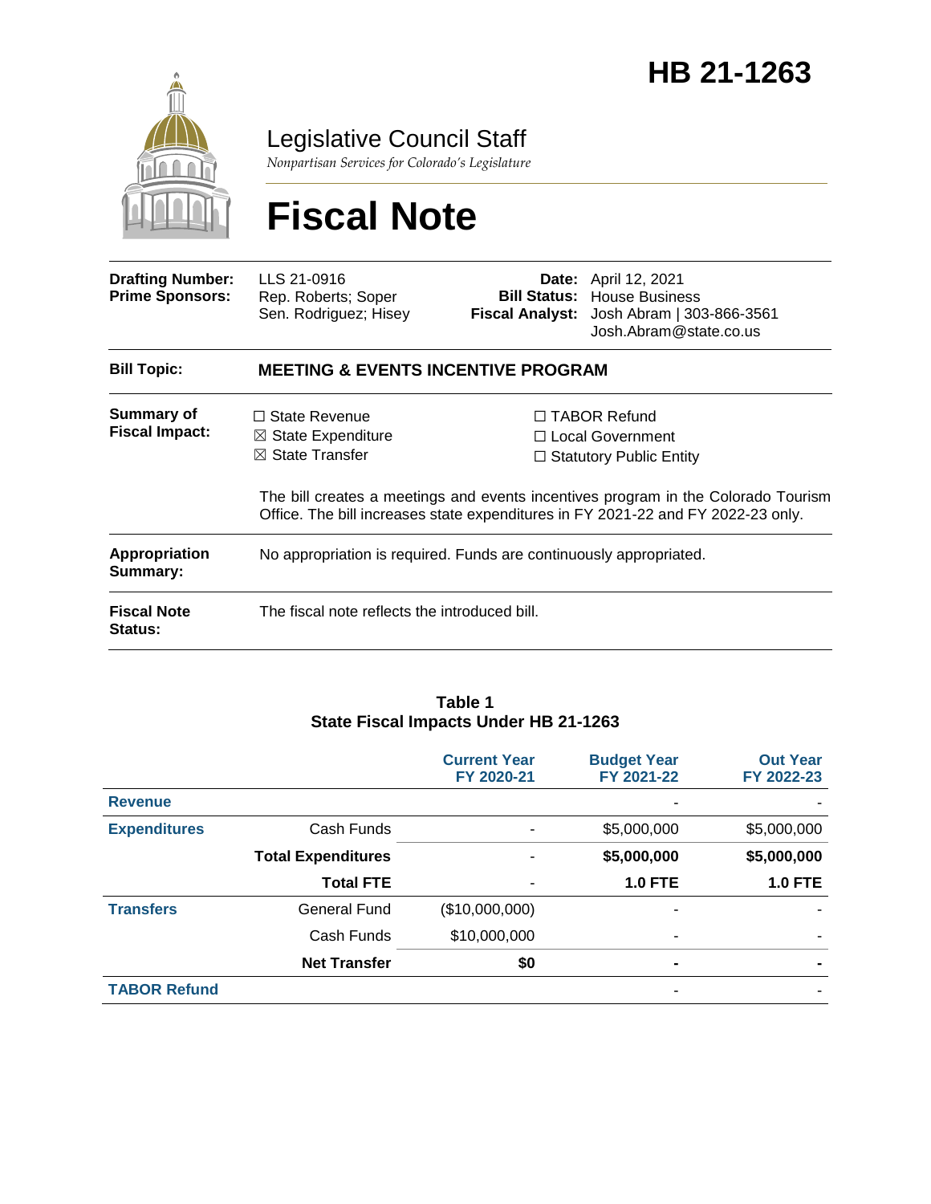# HB 21-1263

Legislative Council Staff

*Nonpartisan Services for Colorado's Legislature*

# Fiscal Note

| | | | |
|---|---|---|---|
| **Drafting Number:** | LLS 21-0916 | **Date:** | April 12, 2021 |
| **Prime Sponsors:** | Rep. Roberts; Soper<br>Sen. Rodriguez; Hisey | **Bill Status:** | House Business |
| | | **Fiscal Analyst:** | Josh Abram \| 303-866-3561<br>Josh.Abram@state.co.us |

| | |
|---|---|
| **Bill Topic:** | **MEETING & EVENTS INCENTIVE PROGRAM** |
| **Summary of Fiscal Impact:** | ☐ State Revenue<br>☒ State Expenditure<br>☒ State Transfer<br>☐ TABOR Refund<br>☐ Local Government<br>☐ Statutory Public Entity<br><br>The bill creates a meetings and events incentives program in the Colorado Tourism Office. The bill increases state expenditures in FY 2021-22 and FY 2022-23 only. |
| **Appropriation Summary:** | No appropriation is required. Funds are continuously appropriated. |
| **Fiscal Note Status:** | The fiscal note reflects the introduced bill. |

**Table 1**
**State Fiscal Impacts Under HB 21-1263**

| | | Current Year FY 2020-21 | Budget Year FY 2021-22 | Out Year FY 2022-23 |
|---|---|---|---|---|
| **Revenue** | | | - | - |
| **Expenditures** | Cash Funds | - | $5,000,000 | $5,000,000 |
| | **Total Expenditures** | - | **$5,000,000** | **$5,000,000** |
| | **Total FTE** | - | **1.0 FTE** | **1.0 FTE** |
| **Transfers** | General Fund | ($10,000,000) | - | - |
| | Cash Funds | $10,000,000 | - | - |
| | **Net Transfer** | **$0** | **-** | **-** |
| **TABOR Refund** | | | - | - |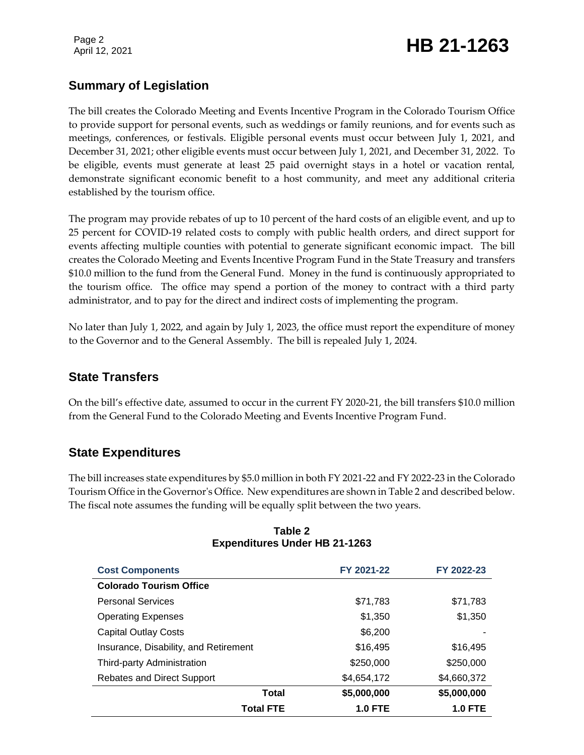## Summary of Legislation

The bill creates the Colorado Meeting and Events Incentive Program in the Colorado Tourism Office to provide support for personal events, such as weddings or family reunions, and for events such as meetings, conferences, or festivals. Eligible personal events must occur between July 1, 2021, and December 31, 2021; other eligible events must occur between July 1, 2021, and December 31, 2022. To be eligible, events must generate at least 25 paid overnight stays in a hotel or vacation rental, demonstrate significant economic benefit to a host community, and meet any additional criteria established by the tourism office.

The program may provide rebates of up to 10 percent of the hard costs of an eligible event, and up to 25 percent for COVID-19 related costs to comply with public health orders, and direct support for events affecting multiple counties with potential to generate significant economic impact. The bill creates the Colorado Meeting and Events Incentive Program Fund in the State Treasury and transfers $10.0 million to the fund from the General Fund. Money in the fund is continuously appropriated to the tourism office. The office may spend a portion of the money to contract with a third party administrator, and to pay for the direct and indirect costs of implementing the program.

No later than July 1, 2022, and again by July 1, 2023, the office must report the expenditure of money to the Governor and to the General Assembly. The bill is repealed July 1, 2024.

## State Transfers

On the bill's effective date, assumed to occur in the current FY 2020-21, the bill transfers $10.0 million from the General Fund to the Colorado Meeting and Events Incentive Program Fund.

## State Expenditures

The bill increases state expenditures by $5.0 million in both FY 2021-22 and FY 2022-23 in the Colorado Tourism Office in the Governor's Office. New expenditures are shown in Table 2 and described below. The fiscal note assumes the funding will be equally split between the two years.

**Table 2**
**Expenditures Under HB 21-1263**

| Cost Components | FY 2021-22 | FY 2022-23 |
|---|---|---|
| **Colorado Tourism Office** | | |
| Personal Services | $71,783 | $71,783 |
| Operating Expenses | $1,350 | $1,350 |
| Capital Outlay Costs | $6,200 | - |
| Insurance, Disability, and Retirement | $16,495 | $16,495 |
| Third-party Administration | $250,000 | $250,000 |
| Rebates and Direct Support | $4,654,172 | $4,660,372 |
| **Total** | **$5,000,000** | **$5,000,000** |
| **Total FTE** | **1.0 FTE** | **1.0 FTE** |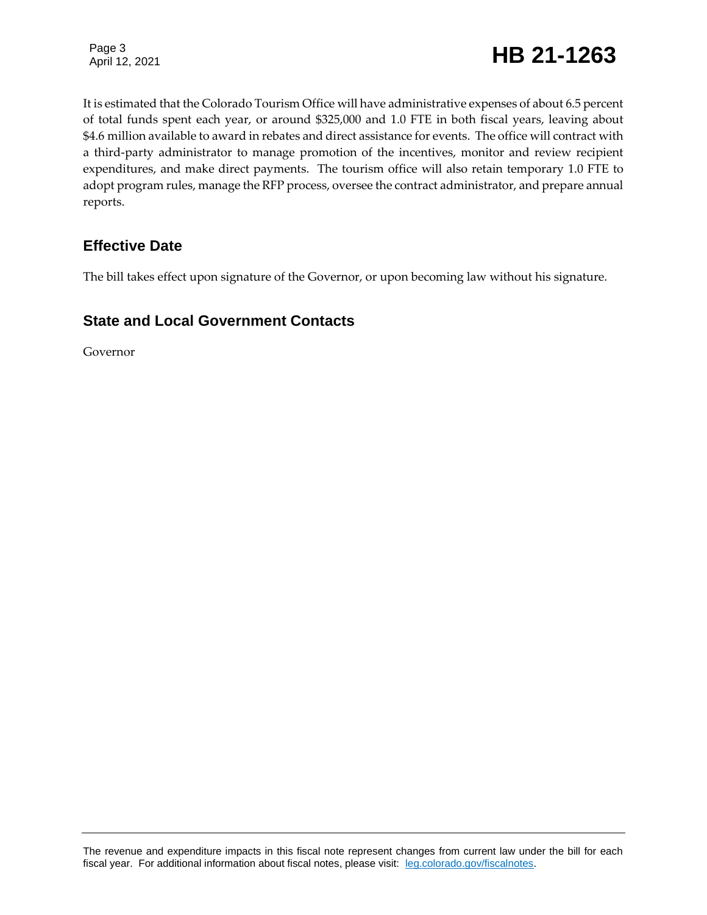It is estimated that the Colorado Tourism Office will have administrative expenses of about 6.5 percent of total funds spent each year, or around $325,000 and 1.0 FTE in both fiscal years, leaving about $4.6 million available to award in rebates and direct assistance for events. The office will contract with a third-party administrator to manage promotion of the incentives, monitor and review recipient expenditures, and make direct payments. The tourism office will also retain temporary 1.0 FTE to adopt program rules, manage the RFP process, oversee the contract administrator, and prepare annual reports.

## Effective Date

The bill takes effect upon signature of the Governor, or upon becoming law without his signature.

## State and Local Government Contacts

Governor

The revenue and expenditure impacts in this fiscal note represent changes from current law under the bill for each fiscal year. For additional information about fiscal notes, please visit: leg.colorado.gov/fiscalnotes.